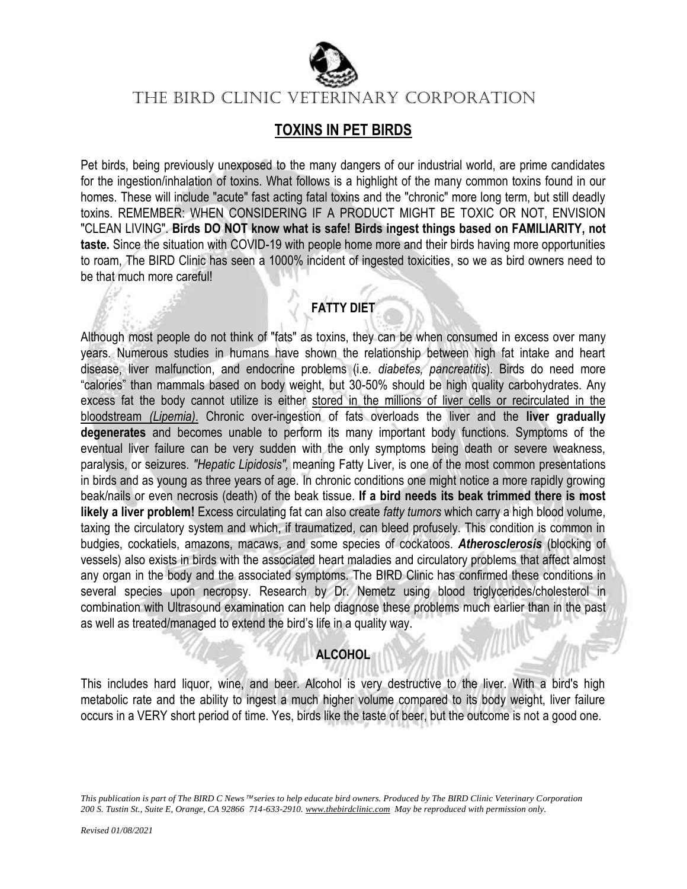# THE BIRD CLINIC VETERINARY CORPORATION

## TOXINS IN PET BIRDS

Pet birds, being previously unexposed to the many dangers of our industrial world, are prime candidates for the ingestion/inhalation of toxins. What follows is a highlight of the many common toxins found in our homes. These will include "acute" fast acting fatal toxins and the "chronic" more long term, but still deadly toxins. REMEMBER: WHEN CONSIDERING IF A PRODUCT MIGHT BE TOXIC OR NOT, ENVISION "CLEAN LIVING". **Birds DO NOT know what is safe! Birds ingest things based on FAMILIARITY, not taste.** Since the situation with COVID-19 with people home more and their birds having more opportunities to roam, The BIRD Clinic has seen a 1000% incident of ingested toxicities, so we as bird owners need to be that much more careful!

### FATTY DIET

Although most people do not think of "fats" as toxins, they can be when consumed in excess over many years. Numerous studies in humans have shown the relationship between high fat intake and heart disease, liver malfunction, and endocrine problems (i.e. *diabetes, pancreatitis*). Birds do need more "calories" than mammals based on body weight, but 30-50% should be high quality carbohydrates. Any excess fat the body cannot utilize is either stored in the millions of liver cells or recirculated in the bloodstream *(Lipemia)*. Chronic over-ingestion of fats overloads the liver and the **liver gradually degenerates** and becomes unable to perform its many important body functions. Symptoms of the eventual liver failure can be very sudden with the only symptoms being death or severe weakness, paralysis, or seizures. *"Hepatic Lipidosis",* meaning Fatty Liver, is one of the most common presentations in birds and as young as three years of age. In chronic conditions one might notice a more rapidly growing beak/nails or even necrosis (death) of the beak tissue. **If a bird needs its beak trimmed there is most likely a liver problem!** Excess circulating fat can also create *fatty tumors* which carry a high blood volume, taxing the circulatory system and which, if traumatized, can bleed profusely. This condition is common in budgies, cockatiels, amazons, macaws, and some species of cockatoos. ***Atherosclerosis*** (blocking of vessels) also exists in birds with the associated heart maladies and circulatory problems that affect almost any organ in the body and the associated symptoms. The BIRD Clinic has confirmed these conditions in several species upon necropsy. Research by Dr. Nemetz using blood triglycerides/cholesterol in combination with Ultrasound examination can help diagnose these problems much earlier than in the past as well as treated/managed to extend the bird's life in a quality way.

### ALCOHOL

This includes hard liquor, wine, and beer. Alcohol is very destructive to the liver. With a bird's high metabolic rate and the ability to ingest a much higher volume compared to its body weight, liver failure occurs in a VERY short period of time. Yes, birds like the taste of beer, but the outcome is not a good one.

*This publication is part of The BIRD C News™ series to help educate bird owners. Produced by The BIRD Clinic Veterinary Corporation 200 S. Tustin St., Suite E, Orange, CA 92866 714-633-2910. www.thebirdclinic.com May be reproduced with permission only.*

*Revised 01/08/2021*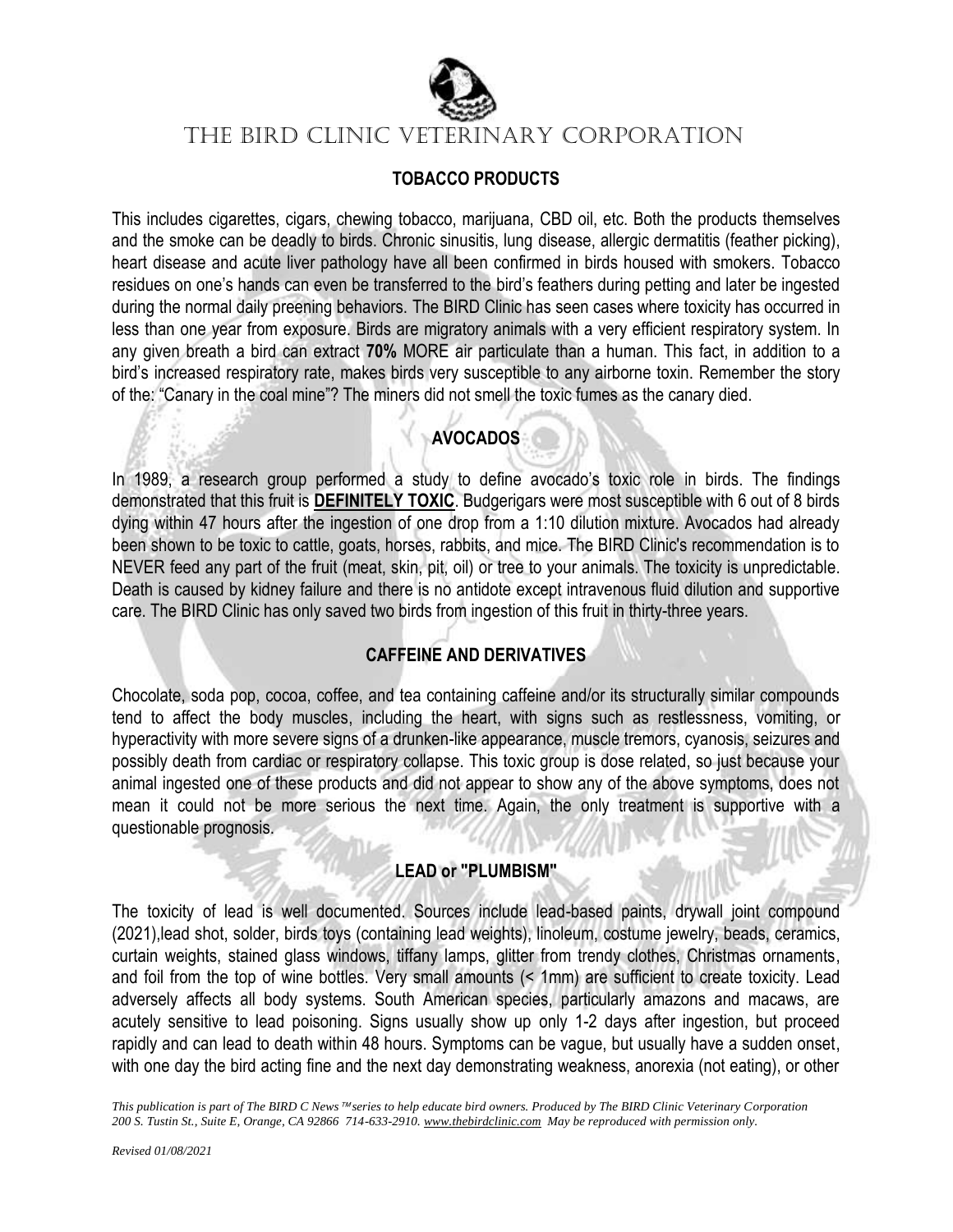# THE BIRD CLINIC VETERINARY CORPORATION

## TOBACCO PRODUCTS

This includes cigarettes, cigars, chewing tobacco, marijuana, CBD oil, etc. Both the products themselves and the smoke can be deadly to birds. Chronic sinusitis, lung disease, allergic dermatitis (feather picking), heart disease and acute liver pathology have all been confirmed in birds housed with smokers. Tobacco residues on one's hands can even be transferred to the bird's feathers during petting and later be ingested during the normal daily preening behaviors. The BIRD Clinic has seen cases where toxicity has occurred in less than one year from exposure. Birds are migratory animals with a very efficient respiratory system. In any given breath a bird can extract **70%** MORE air particulate than a human. This fact, in addition to a bird's increased respiratory rate, makes birds very susceptible to any airborne toxin. Remember the story of the: "Canary in the coal mine"? The miners did not smell the toxic fumes as the canary died.

## AVOCADOS

In 1989, a research group performed a study to define avocado's toxic role in birds. The findings demonstrated that this fruit is **DEFINITELY TOXIC**. Budgerigars were most susceptible with 6 out of 8 birds dying within 47 hours after the ingestion of one drop from a 1:10 dilution mixture. Avocados had already been shown to be toxic to cattle, goats, horses, rabbits, and mice. The BIRD Clinic's recommendation is to NEVER feed any part of the fruit (meat, skin, pit, oil) or tree to your animals. The toxicity is unpredictable. Death is caused by kidney failure and there is no antidote except intravenous fluid dilution and supportive care. The BIRD Clinic has only saved two birds from ingestion of this fruit in thirty-three years.

## CAFFEINE AND DERIVATIVES

Chocolate, soda pop, cocoa, coffee, and tea containing caffeine and/or its structurally similar compounds tend to affect the body muscles, including the heart, with signs such as restlessness, vomiting, or hyperactivity with more severe signs of a drunken-like appearance, muscle tremors, cyanosis, seizures and possibly death from cardiac or respiratory collapse. This toxic group is dose related, so just because your animal ingested one of these products and did not appear to show any of the above symptoms, does not mean it could not be more serious the next time. Again, the only treatment is supportive with a questionable prognosis.

## LEAD or "PLUMBISM"

The toxicity of lead is well documented. Sources include lead-based paints, drywall joint compound (2021),lead shot, solder, birds toys (containing lead weights), linoleum, costume jewelry, beads, ceramics, curtain weights, stained glass windows, tiffany lamps, glitter from trendy clothes, Christmas ornaments, and foil from the top of wine bottles. Very small amounts (< 1mm) are sufficient to create toxicity. Lead adversely affects all body systems. South American species, particularly amazons and macaws, are acutely sensitive to lead poisoning. Signs usually show up only 1-2 days after ingestion, but proceed rapidly and can lead to death within 48 hours. Symptoms can be vague, but usually have a sudden onset, with one day the bird acting fine and the next day demonstrating weakness, anorexia (not eating), or other

*This publication is part of The BIRD C News™ series to help educate bird owners. Produced by The BIRD Clinic Veterinary Corporation 200 S. Tustin St., Suite E, Orange, CA 92866 714-633-2910. www.thebirdclinic.com May be reproduced with permission only.*

*Revised 01/08/2021*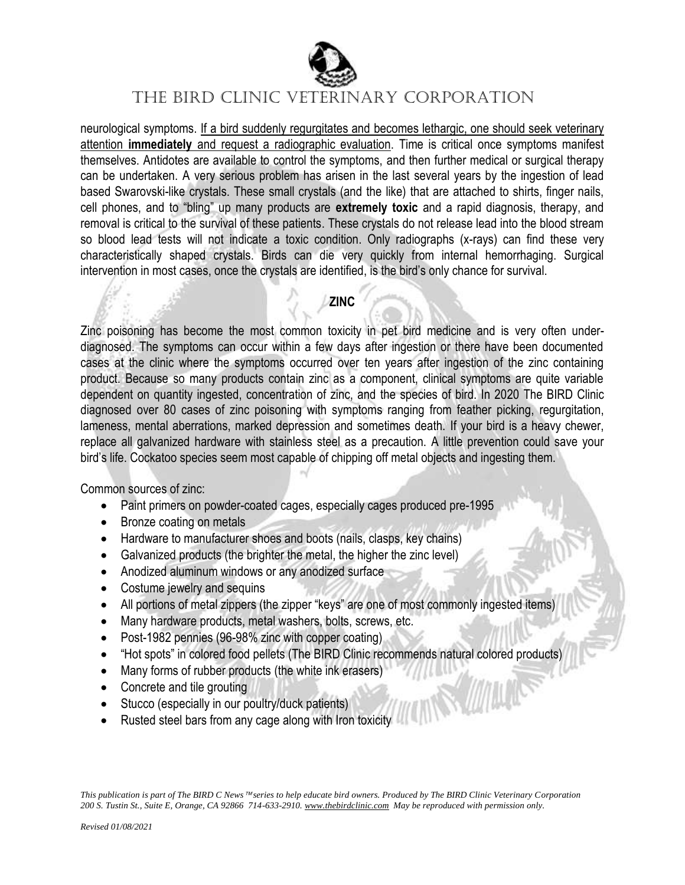neurological symptoms. If a bird suddenly regurgitates and becomes lethargic, one should seek veterinary attention **immediately** and request a radiographic evaluation. Time is critical once symptoms manifest themselves. Antidotes are available to control the symptoms, and then further medical or surgical therapy can be undertaken. A very serious problem has arisen in the last several years by the ingestion of lead based Swarovski-like crystals. These small crystals (and the like) that are attached to shirts, finger nails, cell phones, and to "bling" up many products are **extremely toxic** and a rapid diagnosis, therapy, and removal is critical to the survival of these patients. These crystals do not release lead into the blood stream so blood lead tests will not indicate a toxic condition. Only radiographs (x-rays) can find these very characteristically shaped crystals. Birds can die very quickly from internal hemorrhaging. Surgical intervention in most cases, once the crystals are identified, is the bird's only chance for survival.

## ZINC

Zinc poisoning has become the most common toxicity in pet bird medicine and is very often under-diagnosed. The symptoms can occur within a few days after ingestion or there have been documented cases at the clinic where the symptoms occurred over ten years after ingestion of the zinc containing product. Because so many products contain zinc as a component, clinical symptoms are quite variable dependent on quantity ingested, concentration of zinc, and the species of bird. In 2020 The BIRD Clinic diagnosed over 80 cases of zinc poisoning with symptoms ranging from feather picking, regurgitation, lameness, mental aberrations, marked depression and sometimes death. If your bird is a heavy chewer, replace all galvanized hardware with stainless steel as a precaution. A little prevention could save your bird's life. Cockatoo species seem most capable of chipping off metal objects and ingesting them.

Common sources of zinc:

- Paint primers on powder-coated cages, especially cages produced pre-1995
- Bronze coating on metals
- Hardware to manufacturer shoes and boots (nails, clasps, key chains)
- Galvanized products (the brighter the metal, the higher the zinc level)
- Anodized aluminum windows or any anodized surface
- Costume jewelry and sequins
- All portions of metal zippers (the zipper "keys" are one of most commonly ingested items)
- Many hardware products, metal washers, bolts, screws, etc.
- Post-1982 pennies (96-98% zinc with copper coating)
- "Hot spots" in colored food pellets (The BIRD Clinic recommends natural colored products)
- Many forms of rubber products (the white ink erasers)
- Concrete and tile grouting
- Stucco (especially in our poultry/duck patients)
- Rusted steel bars from any cage along with Iron toxicity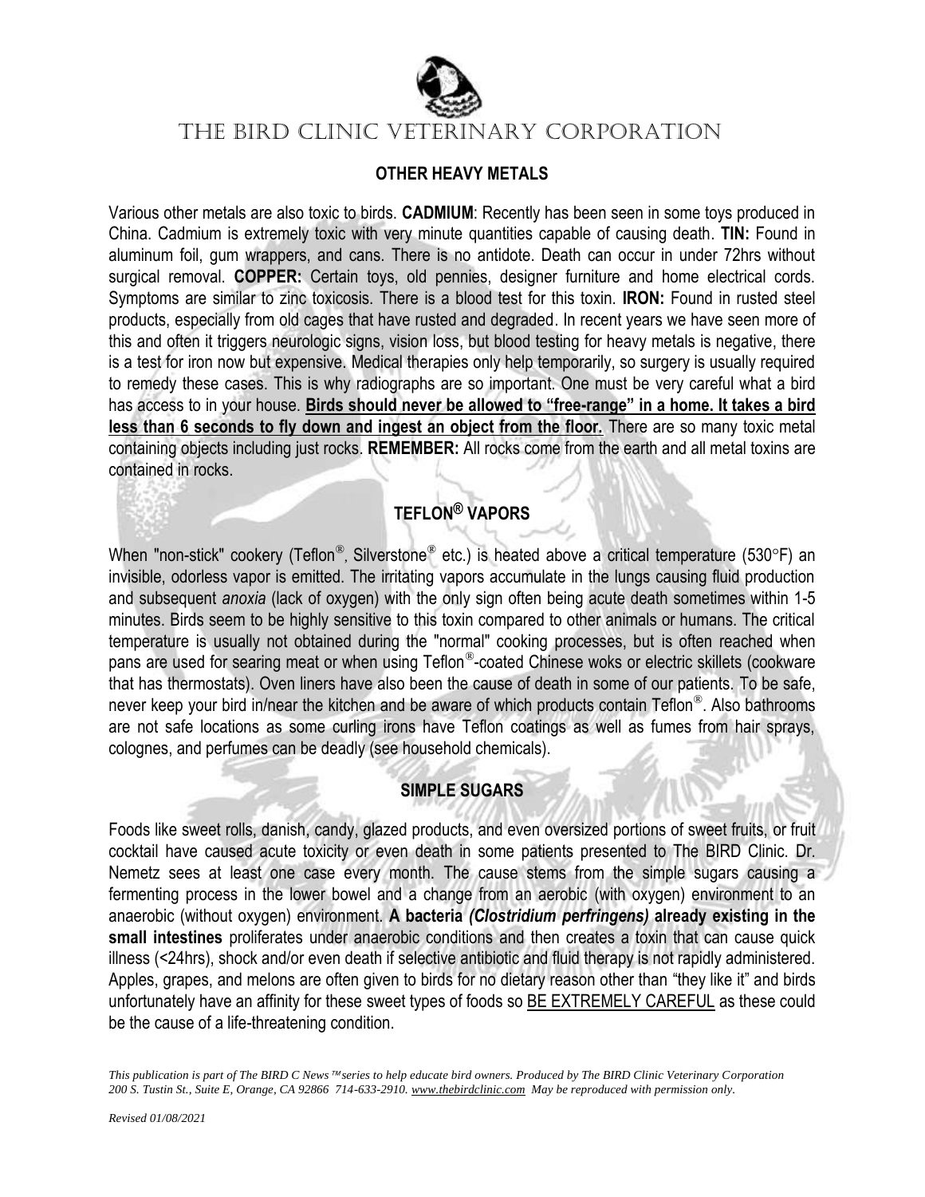# THE BIRD CLINIC VETERINARY CORPORATION

## OTHER HEAVY METALS

Various other metals are also toxic to birds. **CADMIUM**: Recently has been seen in some toys produced in China. Cadmium is extremely toxic with very minute quantities capable of causing death. **TIN:** Found in aluminum foil, gum wrappers, and cans. There is no antidote. Death can occur in under 72hrs without surgical removal. **COPPER:** Certain toys, old pennies, designer furniture and home electrical cords. Symptoms are similar to zinc toxicosis. There is a blood test for this toxin. **IRON:** Found in rusted steel products, especially from old cages that have rusted and degraded. In recent years we have seen more of this and often it triggers neurologic signs, vision loss, but blood testing for heavy metals is negative, there is a test for iron now but expensive. Medical therapies only help temporarily, so surgery is usually required to remedy these cases. This is why radiographs are so important. One must be very careful what a bird has access to in your house. **<u>Birds should never be allowed to "free-range" in a home. It takes a bird less than 6 seconds to fly down and ingest an object from the floor.</u>** There are so many toxic metal containing objects including just rocks. **REMEMBER:** All rocks come from the earth and all metal toxins are contained in rocks.

## TEFLON® VAPORS

When "non-stick" cookery (Teflon®, Silverstone® etc.) is heated above a critical temperature (530°F) an invisible, odorless vapor is emitted. The irritating vapors accumulate in the lungs causing fluid production and subsequent *anoxia* (lack of oxygen) with the only sign often being acute death sometimes within 1-5 minutes. Birds seem to be highly sensitive to this toxin compared to other animals or humans. The critical temperature is usually not obtained during the "normal" cooking processes, but is often reached when pans are used for searing meat or when using Teflon®-coated Chinese woks or electric skillets (cookware that has thermostats). Oven liners have also been the cause of death in some of our patients. To be safe, never keep your bird in/near the kitchen and be aware of which products contain Teflon®. Also bathrooms are not safe locations as some curling irons have Teflon coatings as well as fumes from hair sprays, colognes, and perfumes can be deadly (see household chemicals).

## SIMPLE SUGARS

Foods like sweet rolls, danish, candy, glazed products, and even oversized portions of sweet fruits, or fruit cocktail have caused acute toxicity or even death in some patients presented to The BIRD Clinic. Dr. Nemetz sees at least one case every month. The cause stems from the simple sugars causing a fermenting process in the lower bowel and a change from an aerobic (with oxygen) environment to an anaerobic (without oxygen) environment. **A bacteria *(Clostridium perfringens)* already existing in the small intestines** proliferates under anaerobic conditions and then creates a toxin that can cause quick illness (<24hrs), shock and/or even death if selective antibiotic and fluid therapy is not rapidly administered. Apples, grapes, and melons are often given to birds for no dietary reason other than "they like it" and birds unfortunately have an affinity for these sweet types of foods so <u>BE EXTREMELY CAREFUL</u> as these could be the cause of a life-threatening condition.

*This publication is part of The BIRD C News™ series to help educate bird owners. Produced by The BIRD Clinic Veterinary Corporation 200 S. Tustin St., Suite E, Orange, CA 92866 714-633-2910. www.thebirdclinic.com May be reproduced with permission only.*

*Revised 01/08/2021*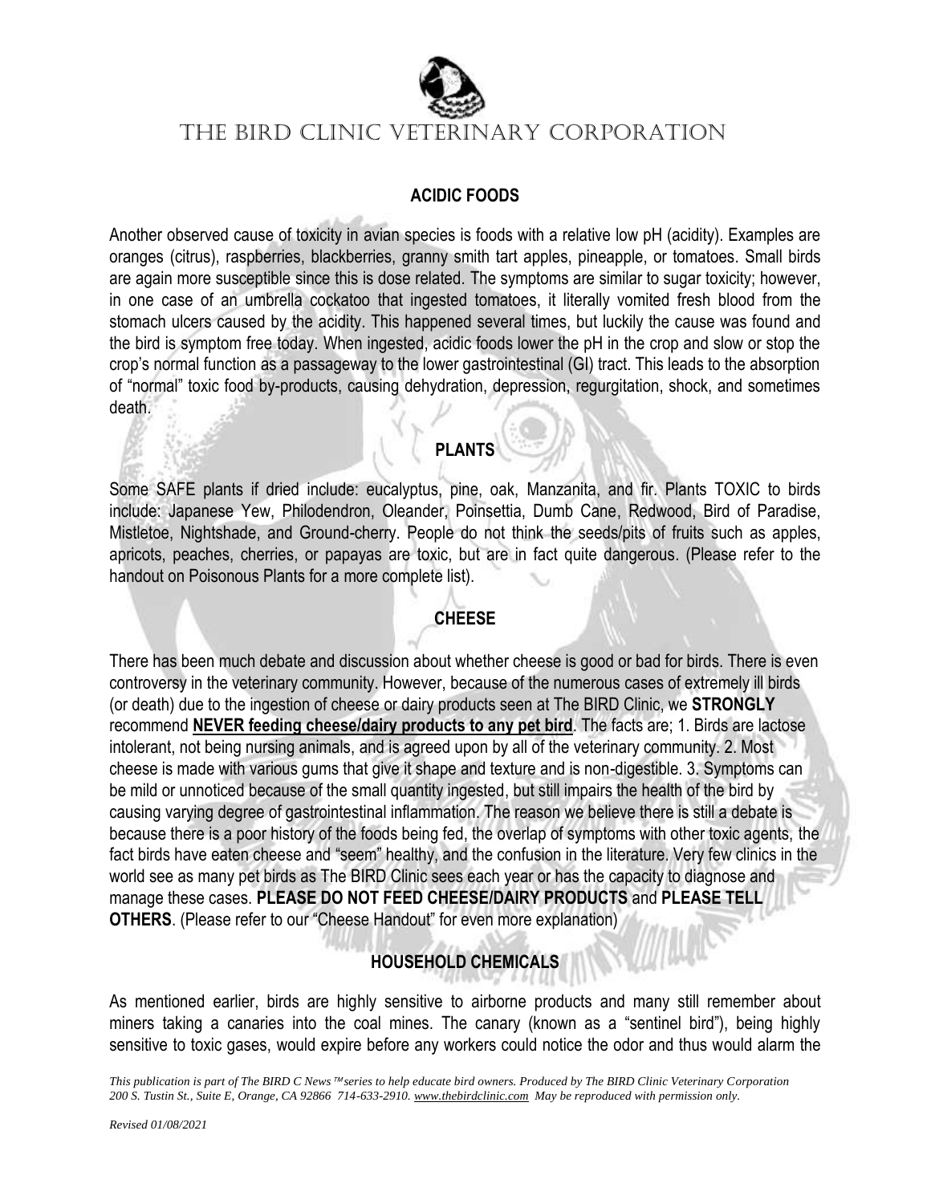## ACIDIC FOODS

Another observed cause of toxicity in avian species is foods with a relative low pH (acidity). Examples are oranges (citrus), raspberries, blackberries, granny smith tart apples, pineapple, or tomatoes. Small birds are again more susceptible since this is dose related. The symptoms are similar to sugar toxicity; however, in one case of an umbrella cockatoo that ingested tomatoes, it literally vomited fresh blood from the stomach ulcers caused by the acidity. This happened several times, but luckily the cause was found and the bird is symptom free today. When ingested, acidic foods lower the pH in the crop and slow or stop the crop's normal function as a passageway to the lower gastrointestinal (GI) tract. This leads to the absorption of "normal" toxic food by-products, causing dehydration, depression, regurgitation, shock, and sometimes death.

## PLANTS

Some SAFE plants if dried include: eucalyptus, pine, oak, Manzanita, and fir. Plants TOXIC to birds include: Japanese Yew, Philodendron, Oleander, Poinsettia, Dumb Cane, Redwood, Bird of Paradise, Mistletoe, Nightshade, and Ground-cherry. People do not think the seeds/pits of fruits such as apples, apricots, peaches, cherries, or papayas are toxic, but are in fact quite dangerous. (Please refer to the handout on Poisonous Plants for a more complete list).

## CHEESE

There has been much debate and discussion about whether cheese is good or bad for birds. There is even controversy in the veterinary community. However, because of the numerous cases of extremely ill birds (or death) due to the ingestion of cheese or dairy products seen at The BIRD Clinic, we **STRONGLY** recommend **NEVER feeding cheese/dairy products to any pet bird**. The facts are; 1. Birds are lactose intolerant, not being nursing animals, and is agreed upon by all of the veterinary community. 2. Most cheese is made with various gums that give it shape and texture and is non-digestible. 3. Symptoms can be mild or unnoticed because of the small quantity ingested, but still impairs the health of the bird by causing varying degree of gastrointestinal inflammation. The reason we believe there is still a debate is because there is a poor history of the foods being fed, the overlap of symptoms with other toxic agents, the fact birds have eaten cheese and "seem" healthy, and the confusion in the literature. Very few clinics in the world see as many pet birds as The BIRD Clinic sees each year or has the capacity to diagnose and manage these cases. **PLEASE DO NOT FEED CHEESE/DAIRY PRODUCTS** and **PLEASE TELL OTHERS**. (Please refer to our "Cheese Handout" for even more explanation)

## HOUSEHOLD CHEMICALS

As mentioned earlier, birds are highly sensitive to airborne products and many still remember about miners taking a canaries into the coal mines. The canary (known as a "sentinel bird"), being highly sensitive to toxic gases, would expire before any workers could notice the odor and thus would alarm the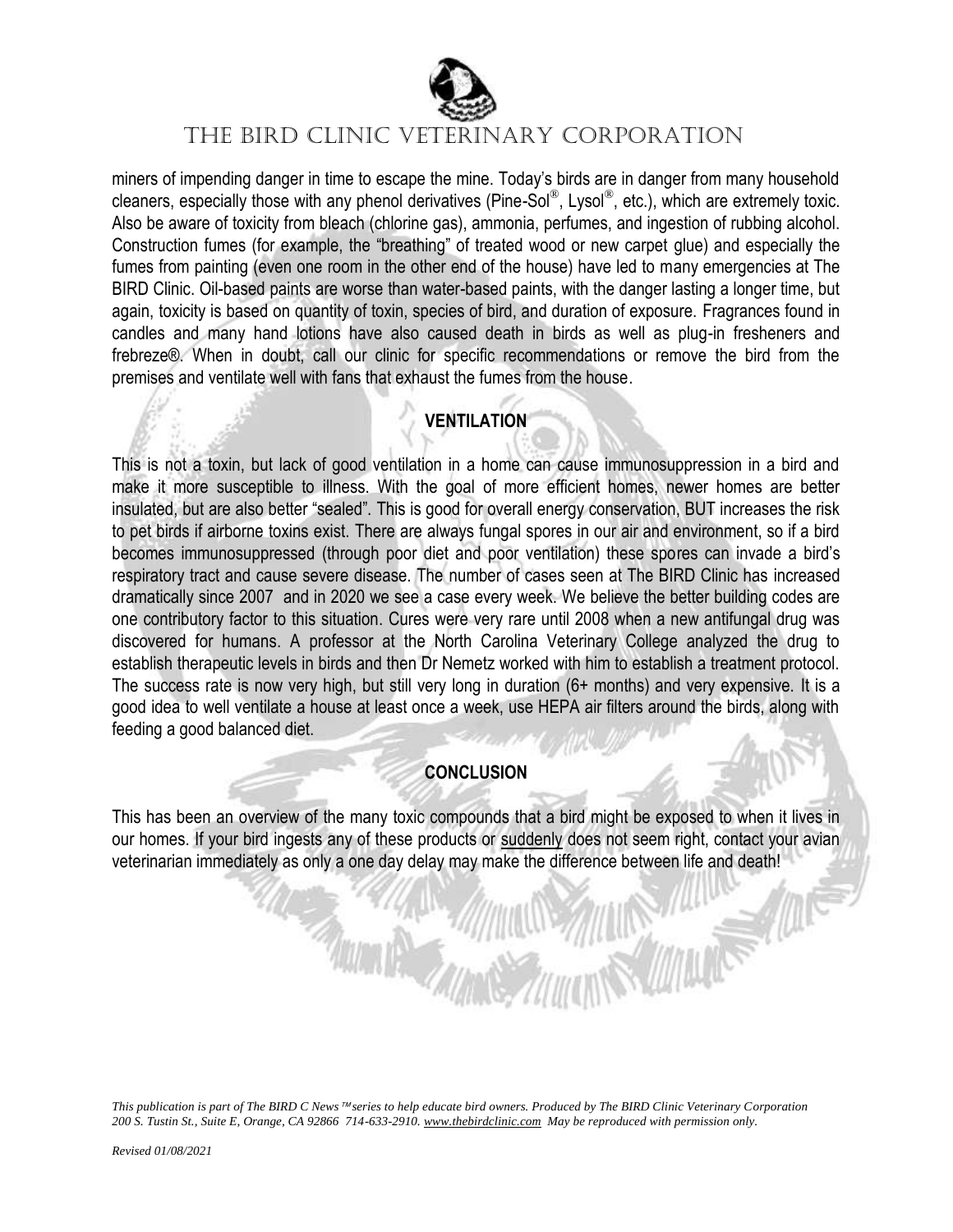miners of impending danger in time to escape the mine. Today's birds are in danger from many household cleaners, especially those with any phenol derivatives (Pine-Sol®, Lysol®, etc.), which are extremely toxic. Also be aware of toxicity from bleach (chlorine gas), ammonia, perfumes, and ingestion of rubbing alcohol. Construction fumes (for example, the "breathing" of treated wood or new carpet glue) and especially the fumes from painting (even one room in the other end of the house) have led to many emergencies at The BIRD Clinic. Oil-based paints are worse than water-based paints, with the danger lasting a longer time, but again, toxicity is based on quantity of toxin, species of bird, and duration of exposure. Fragrances found in candles and many hand lotions have also caused death in birds as well as plug-in fresheners and frebreze®. When in doubt, call our clinic for specific recommendations or remove the bird from the premises and ventilate well with fans that exhaust the fumes from the house.

## VENTILATION

This is not a toxin, but lack of good ventilation in a home can cause immunosuppression in a bird and make it more susceptible to illness. With the goal of more efficient homes, newer homes are better insulated, but are also better "sealed". This is good for overall energy conservation, BUT increases the risk to pet birds if airborne toxins exist. There are always fungal spores in our air and environment, so if a bird becomes immunosuppressed (through poor diet and poor ventilation) these spores can invade a bird's respiratory tract and cause severe disease. The number of cases seen at The BIRD Clinic has increased dramatically since 2007 and in 2020 we see a case every week. We believe the better building codes are one contributory factor to this situation. Cures were very rare until 2008 when a new antifungal drug was discovered for humans. A professor at the North Carolina Veterinary College analyzed the drug to establish therapeutic levels in birds and then Dr Nemetz worked with him to establish a treatment protocol. The success rate is now very high, but still very long in duration (6+ months) and very expensive. It is a good idea to well ventilate a house at least once a week, use HEPA air filters around the birds, along with feeding a good balanced diet.

## CONCLUSION

This has been an overview of the many toxic compounds that a bird might be exposed to when it lives in our homes. If your bird ingests any of these products or suddenly does not seem right, contact your avian veterinarian immediately as only a one day delay may make the difference between life and death!

*This publication is part of The BIRD C News™ series to help educate bird owners. Produced by The BIRD Clinic Veterinary Corporation 200 S. Tustin St., Suite E, Orange, CA 92866 714-633-2910. www.thebirdclinic.com May be reproduced with permission only.*

*Revised 01/08/2021*